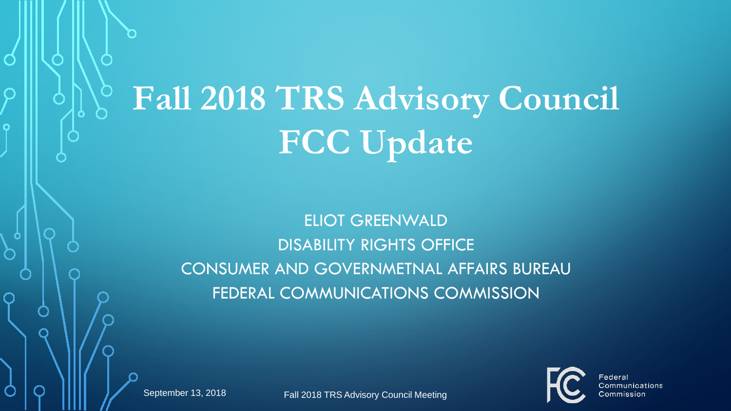# Fall 2018 TRS Advisory Council FCC Update

ELIOT GREENWALD

DISABILITY RIGHTS OFFICE

CONSUMER AND GOVERNMETNAL AFFAIRS BUREAU

FEDERAL COMMUNICATIONS COMMISSION

September 13, 2018

Fall 2018 TRS Advisory Council Meeting

Federal Communications Commission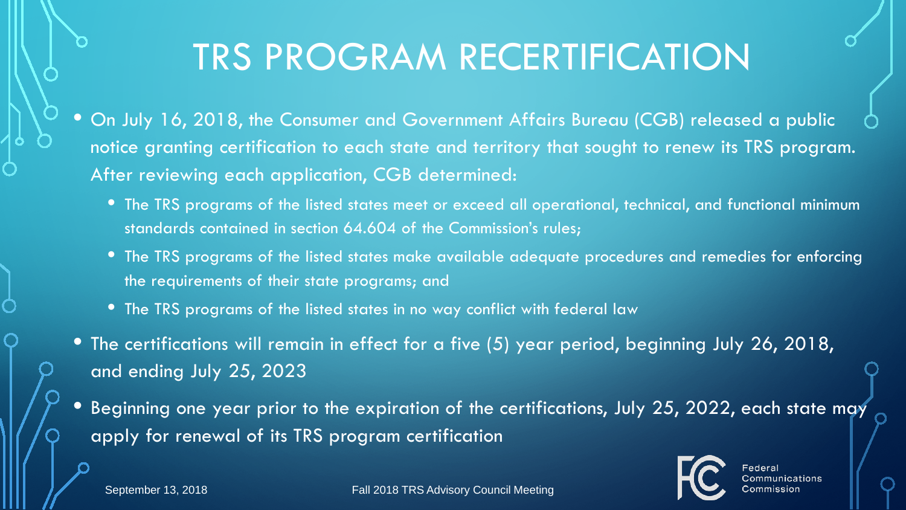# TRS PROGRAM RECERTIFICATION

- On July 16, 2018, the Consumer and Government Affairs Bureau (CGB) released a public notice granting certification to each state and territory that sought to renew its TRS program. After reviewing each application, CGB determined:
  - The TRS programs of the listed states meet or exceed all operational, technical, and functional minimum standards contained in section 64.604 of the Commission's rules;
  - The TRS programs of the listed states make available adequate procedures and remedies for enforcing the requirements of their state programs; and
  - The TRS programs of the listed states in no way conflict with federal law
- The certifications will remain in effect for a five (5) year period, beginning July 26, 2018, and ending July 25, 2023
- Beginning one year prior to the expiration of the certifications, July 25, 2022, each state may apply for renewal of its TRS program certification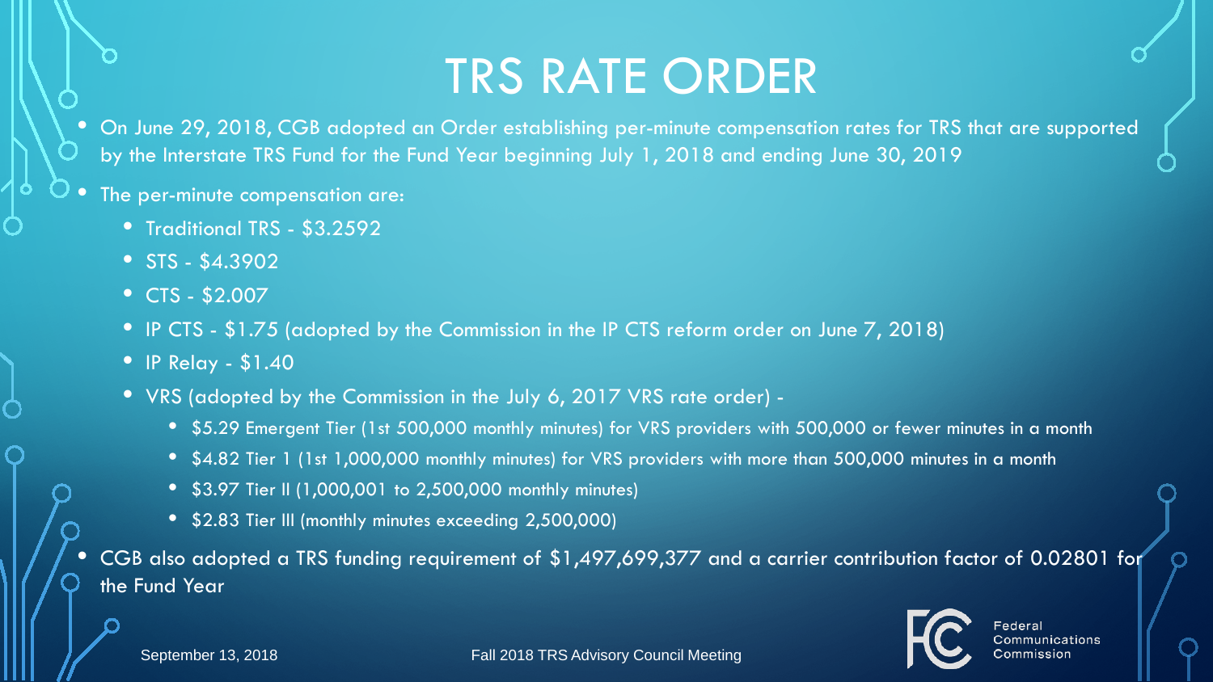# TRS RATE ORDER

- On June 29, 2018, CGB adopted an Order establishing per-minute compensation rates for TRS that are supported by the Interstate TRS Fund for the Fund Year beginning July 1, 2018 and ending June 30, 2019
- The per-minute compensation are:
  - Traditional TRS - $3.2592
  - STS - $4.3902
  - CTS - $2.007
  - IP CTS - $1.75 (adopted by the Commission in the IP CTS reform order on June 7, 2018)
  - IP Relay - $1.40
  - VRS (adopted by the Commission in the July 6, 2017 VRS rate order) -
    - $5.29 Emergent Tier (1st 500,000 monthly minutes) for VRS providers with 500,000 or fewer minutes in a month
    - $4.82 Tier 1 (1st 1,000,000 monthly minutes) for VRS providers with more than 500,000 minutes in a month
    - $3.97 Tier II (1,000,001 to 2,500,000 monthly minutes)
    - $2.83 Tier III (monthly minutes exceeding 2,500,000)
- CGB also adopted a TRS funding requirement of $1,497,699,377 and a carrier contribution factor of 0.02801 for the Fund Year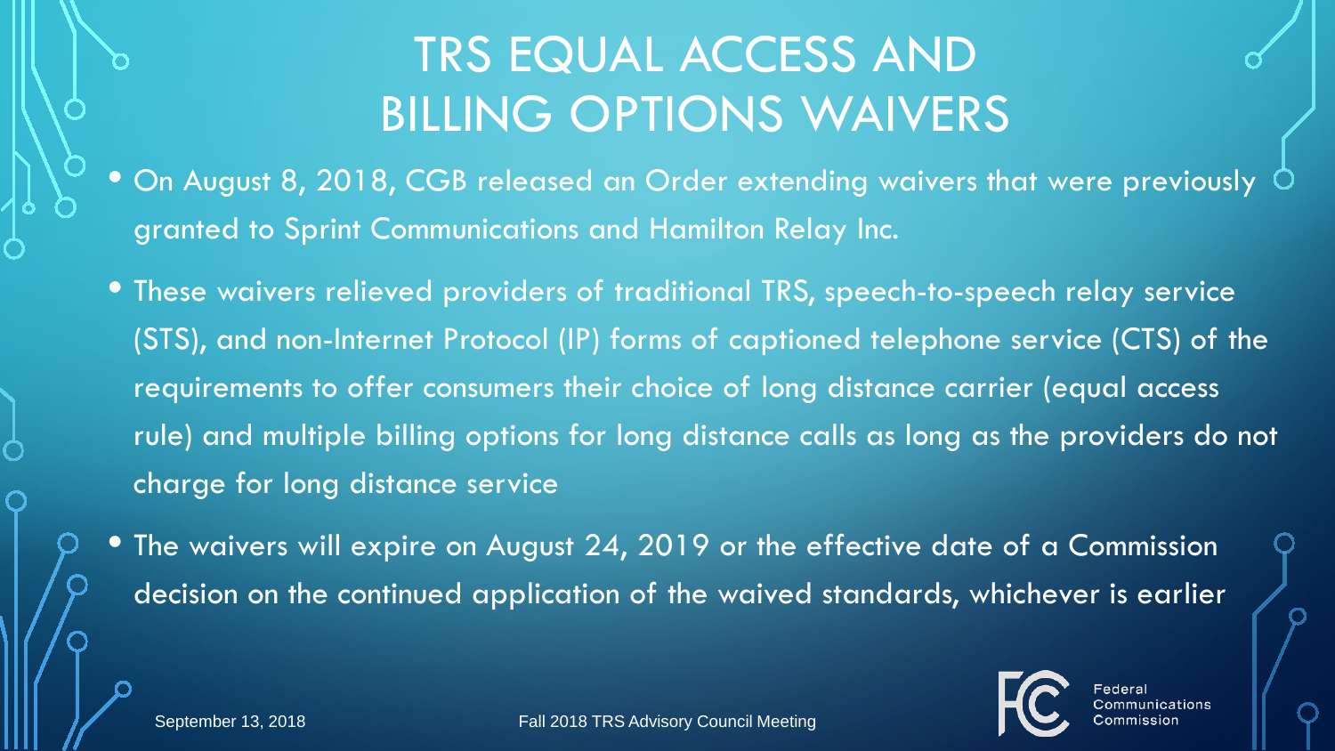# TRS EQUAL ACCESS AND BILLING OPTIONS WAIVERS

- On August 8, 2018, CGB released an Order extending waivers that were previously granted to Sprint Communications and Hamilton Relay Inc.
- These waivers relieved providers of traditional TRS, speech-to-speech relay service (STS), and non-Internet Protocol (IP) forms of captioned telephone service (CTS) of the requirements to offer consumers their choice of long distance carrier (equal access rule) and multiple billing options for long distance calls as long as the providers do not charge for long distance service
- The waivers will expire on August 24, 2019 or the effective date of a Commission decision on the continued application of the waived standards, whichever is earlier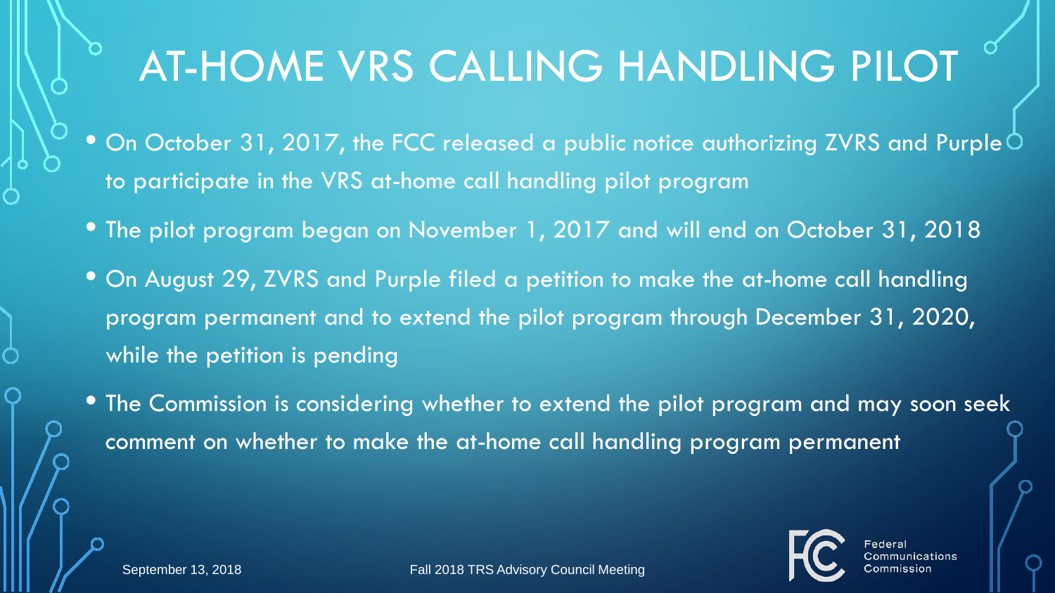# AT-HOME VRS CALLING HANDLING PILOT

- On October 31, 2017, the FCC released a public notice authorizing ZVRS and Purple to participate in the VRS at-home call handling pilot program
- The pilot program began on November 1, 2017 and will end on October 31, 2018
- On August 29, ZVRS and Purple filed a petition to make the at-home call handling program permanent and to extend the pilot program through December 31, 2020, while the petition is pending
- The Commission is considering whether to extend the pilot program and may soon seek comment on whether to make the at-home call handling program permanent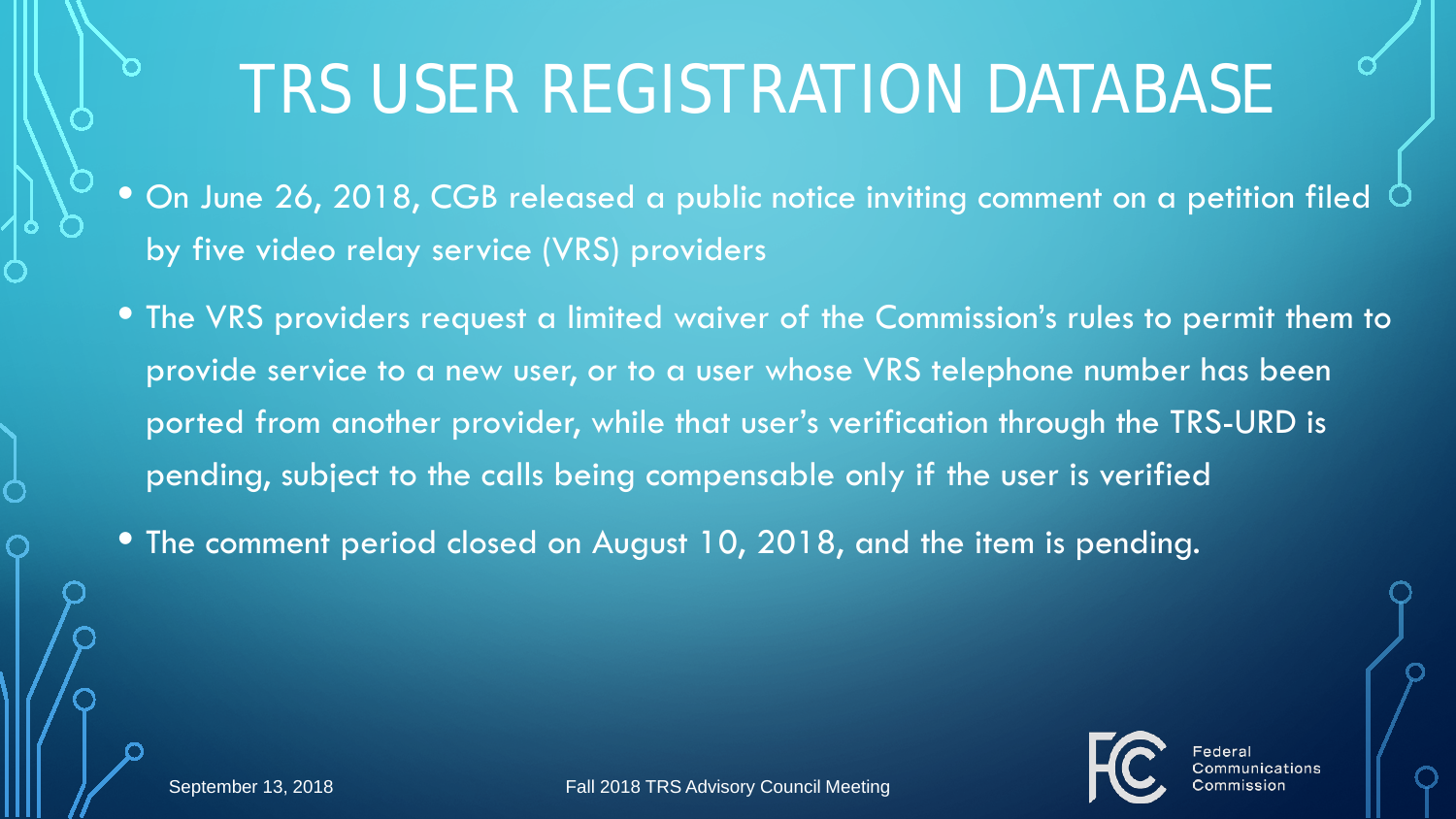# TRS USER REGISTRATION DATABASE

- On June 26, 2018, CGB released a public notice inviting comment on a petition filed by five video relay service (VRS) providers
- The VRS providers request a limited waiver of the Commission's rules to permit them to provide service to a new user, or to a user whose VRS telephone number has been ported from another provider, while that user's verification through the TRS-URD is pending, subject to the calls being compensable only if the user is verified
- The comment period closed on August 10, 2018, and the item is pending.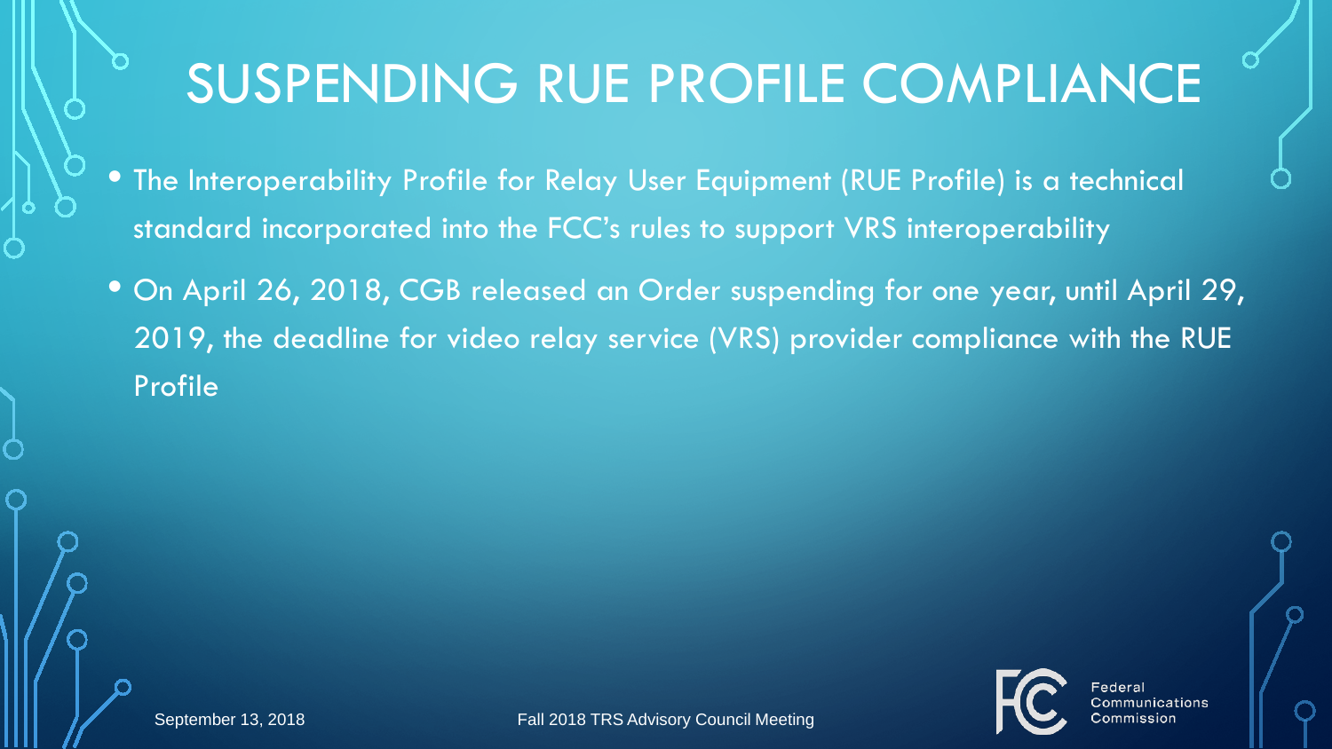# SUSPENDING RUE PROFILE COMPLIANCE

- The Interoperability Profile for Relay User Equipment (RUE Profile) is a technical standard incorporated into the FCC's rules to support VRS interoperability
- On April 26, 2018, CGB released an Order suspending for one year, until April 29, 2019, the deadline for video relay service (VRS) provider compliance with the RUE Profile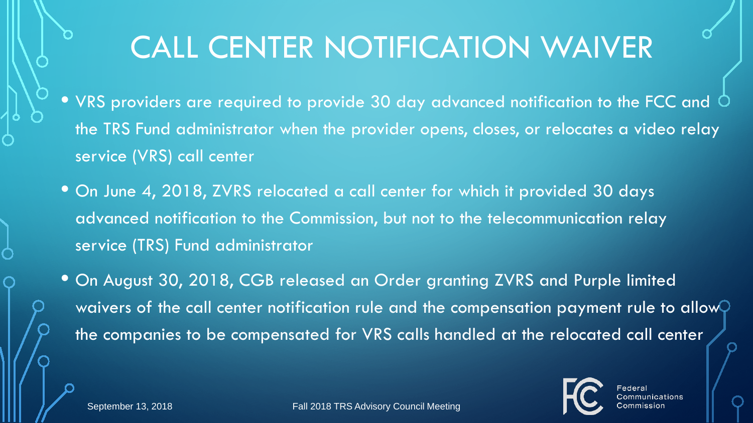# CALL CENTER NOTIFICATION WAIVER

- VRS providers are required to provide 30 day advanced notification to the FCC and the TRS Fund administrator when the provider opens, closes, or relocates a video relay service (VRS) call center
- On June 4, 2018, ZVRS relocated a call center for which it provided 30 days advanced notification to the Commission, but not to the telecommunication relay service (TRS) Fund administrator
- On August 30, 2018, CGB released an Order granting ZVRS and Purple limited waivers of the call center notification rule and the compensation payment rule to allow the companies to be compensated for VRS calls handled at the relocated call center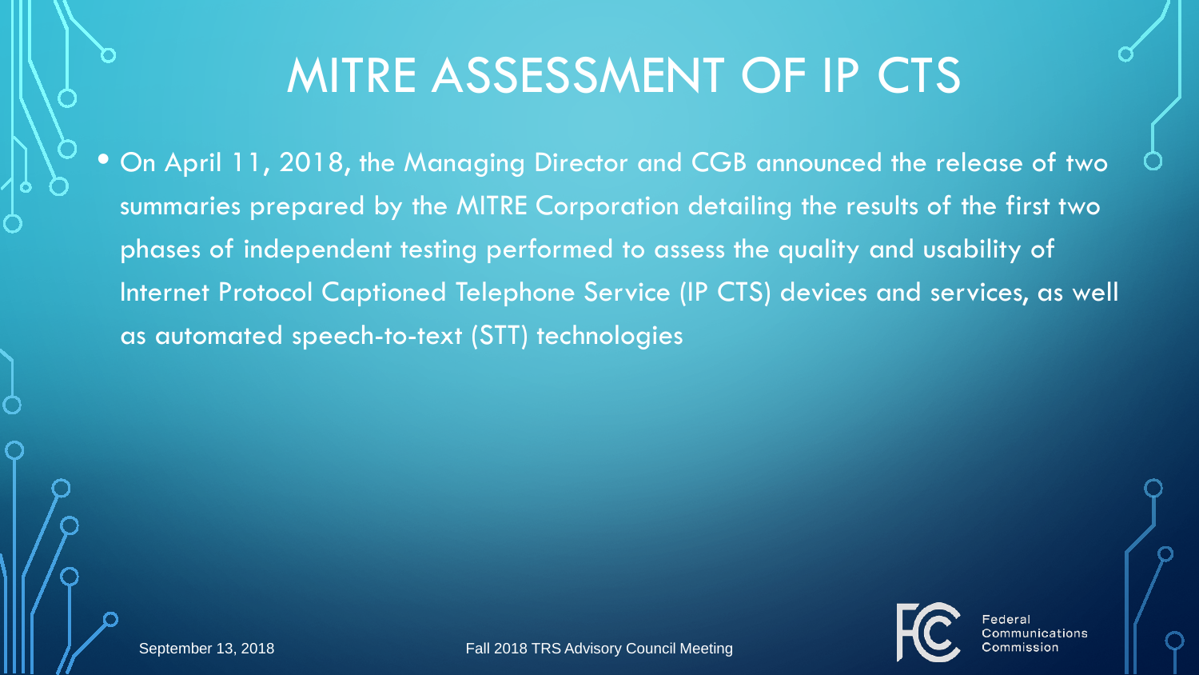# MITRE ASSESSMENT OF IP CTS

- On April 11, 2018, the Managing Director and CGB announced the release of two summaries prepared by the MITRE Corporation detailing the results of the first two phases of independent testing performed to assess the quality and usability of Internet Protocol Captioned Telephone Service (IP CTS) devices and services, as well as automated speech-to-text (STT) technologies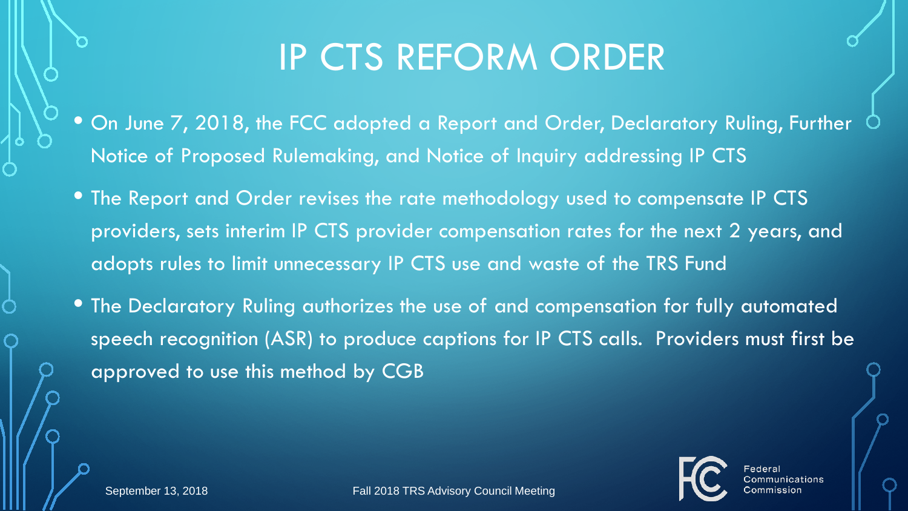# IP CTS REFORM ORDER

- On June 7, 2018, the FCC adopted a Report and Order, Declaratory Ruling, Further Notice of Proposed Rulemaking, and Notice of Inquiry addressing IP CTS
- The Report and Order revises the rate methodology used to compensate IP CTS providers, sets interim IP CTS provider compensation rates for the next 2 years, and adopts rules to limit unnecessary IP CTS use and waste of the TRS Fund
- The Declaratory Ruling authorizes the use of and compensation for fully automated speech recognition (ASR) to produce captions for IP CTS calls.  Providers must first be approved to use this method by CGB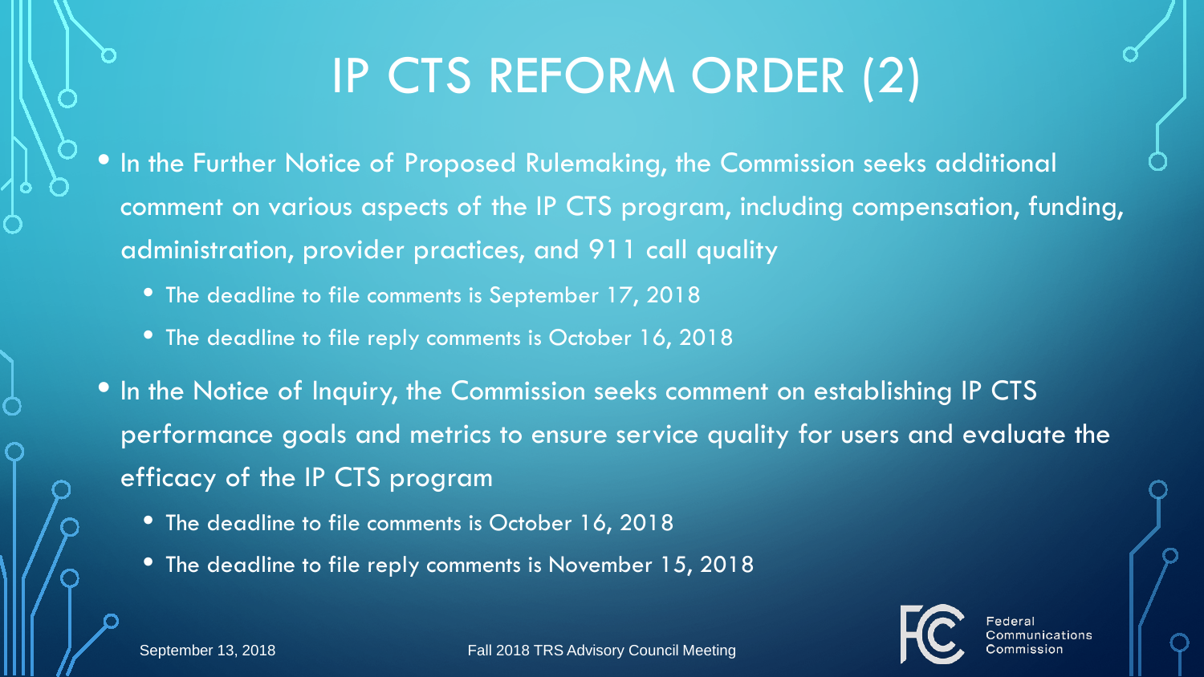# IP CTS REFORM ORDER (2)

- In the Further Notice of Proposed Rulemaking, the Commission seeks additional comment on various aspects of the IP CTS program, including compensation, funding, administration, provider practices, and 911 call quality
  - The deadline to file comments is September 17, 2018
  - The deadline to file reply comments is October 16, 2018
- In the Notice of Inquiry, the Commission seeks comment on establishing IP CTS performance goals and metrics to ensure service quality for users and evaluate the efficacy of the IP CTS program
  - The deadline to file comments is October 16, 2018
  - The deadline to file reply comments is November 15, 2018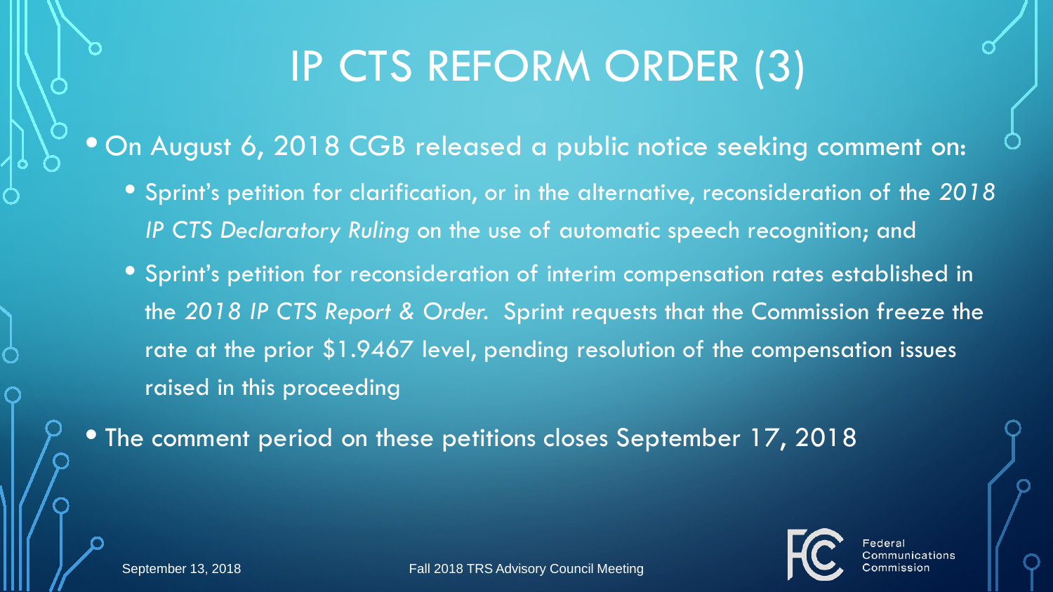# IP CTS REFORM ORDER (3)

- On August 6, 2018 CGB released a public notice seeking comment on:
  - Sprint's petition for clarification, or in the alternative, reconsideration of the *2018 IP CTS Declaratory Ruling* on the use of automatic speech recognition; and
  - Sprint's petition for reconsideration of interim compensation rates established in the *2018 IP CTS Report & Order.* Sprint requests that the Commission freeze the rate at the prior $1.9467 level, pending resolution of the compensation issues raised in this proceeding
- The comment period on these petitions closes September 17, 2018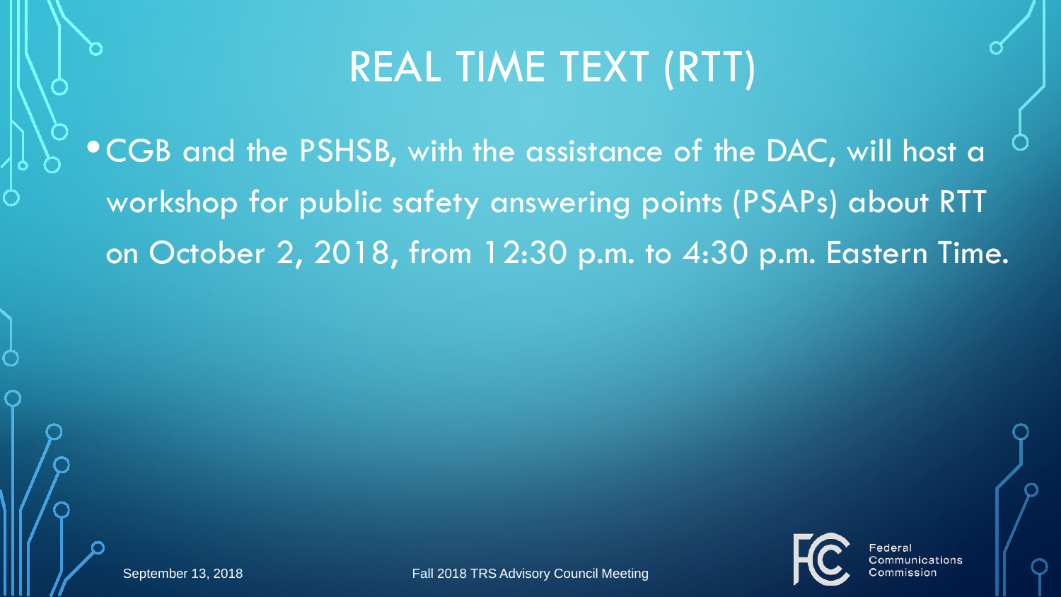# REAL TIME TEXT (RTT)

- CGB and the PSHSB, with the assistance of the DAC, will host a workshop for public safety answering points (PSAPs) about RTT on October 2, 2018, from 12:30 p.m. to 4:30 p.m. Eastern Time.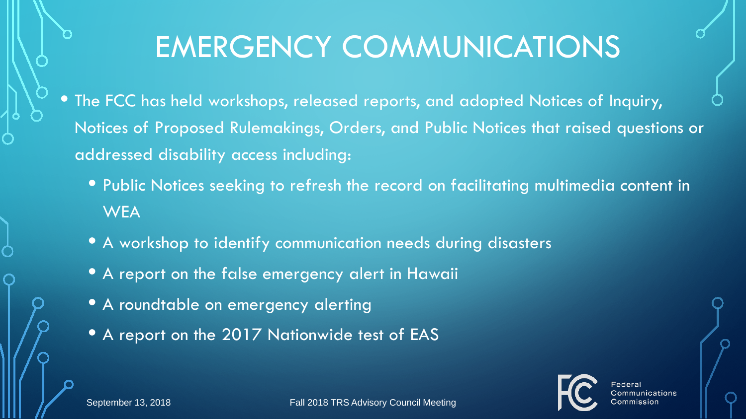# EMERGENCY COMMUNICATIONS

- The FCC has held workshops, released reports, and adopted Notices of Inquiry, Notices of Proposed Rulemakings, Orders, and Public Notices that raised questions or addressed disability access including:
  - Public Notices seeking to refresh the record on facilitating multimedia content in WEA
  - A workshop to identify communication needs during disasters
  - A report on the false emergency alert in Hawaii
  - A roundtable on emergency alerting
  - A report on the 2017 Nationwide test of EAS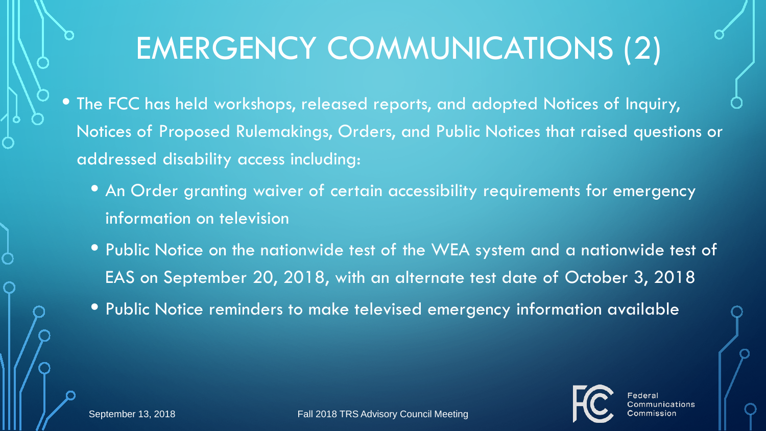# EMERGENCY COMMUNICATIONS (2)

- The FCC has held workshops, released reports, and adopted Notices of Inquiry, Notices of Proposed Rulemakings, Orders, and Public Notices that raised questions or addressed disability access including:
  - An Order granting waiver of certain accessibility requirements for emergency information on television
  - Public Notice on the nationwide test of the WEA system and a nationwide test of EAS on September 20, 2018, with an alternate test date of October 3, 2018
  - Public Notice reminders to make televised emergency information available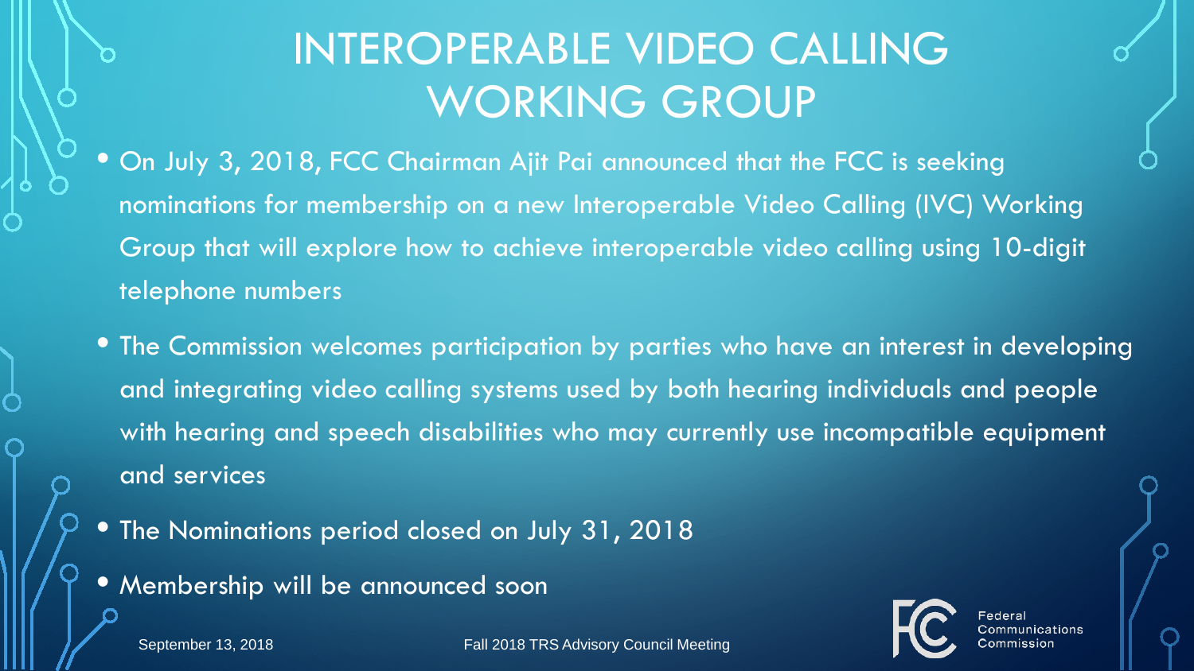# INTEROPERABLE VIDEO CALLING WORKING GROUP

- On July 3, 2018, FCC Chairman Ajit Pai announced that the FCC is seeking nominations for membership on a new Interoperable Video Calling (IVC) Working Group that will explore how to achieve interoperable video calling using 10-digit telephone numbers
- The Commission welcomes participation by parties who have an interest in developing and integrating video calling systems used by both hearing individuals and people with hearing and speech disabilities who may currently use incompatible equipment and services
- The Nominations period closed on July 31, 2018
- Membership will be announced soon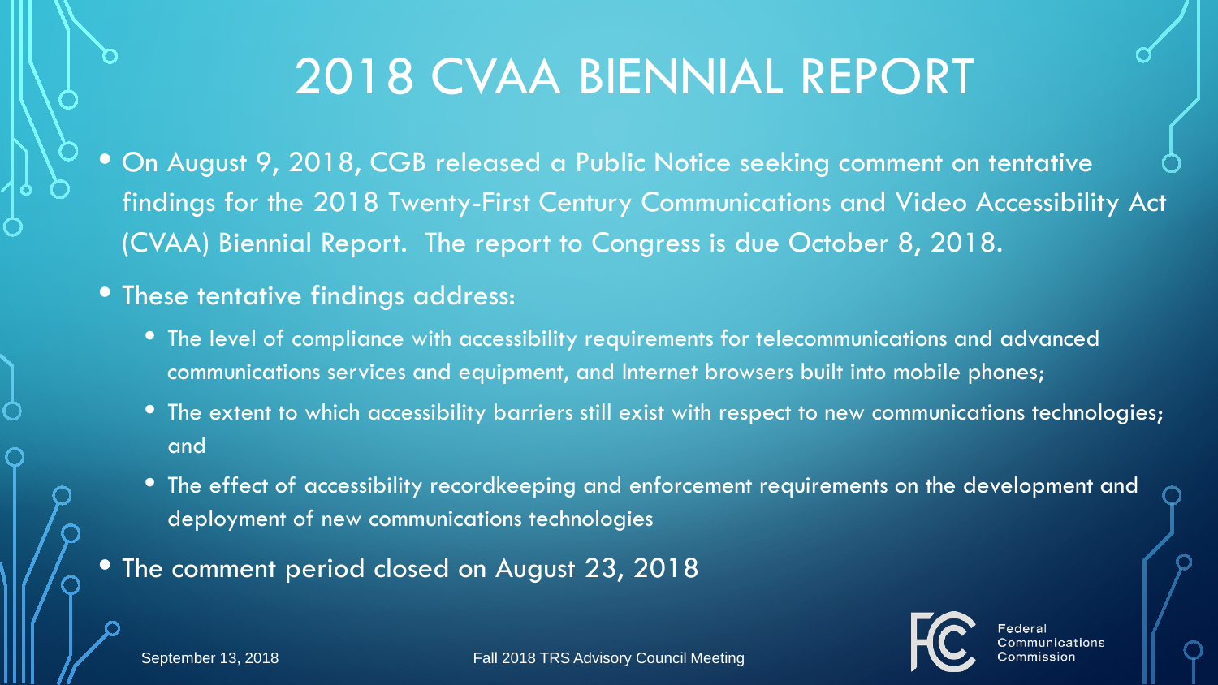# 2018 CVAA BIENNIAL REPORT

- On August 9, 2018, CGB released a Public Notice seeking comment on tentative findings for the 2018 Twenty-First Century Communications and Video Accessibility Act (CVAA) Biennial Report. The report to Congress is due October 8, 2018.
- These tentative findings address:
  - The level of compliance with accessibility requirements for telecommunications and advanced communications services and equipment, and Internet browsers built into mobile phones;
  - The extent to which accessibility barriers still exist with respect to new communications technologies; and
  - The effect of accessibility recordkeeping and enforcement requirements on the development and deployment of new communications technologies
- The comment period closed on August 23, 2018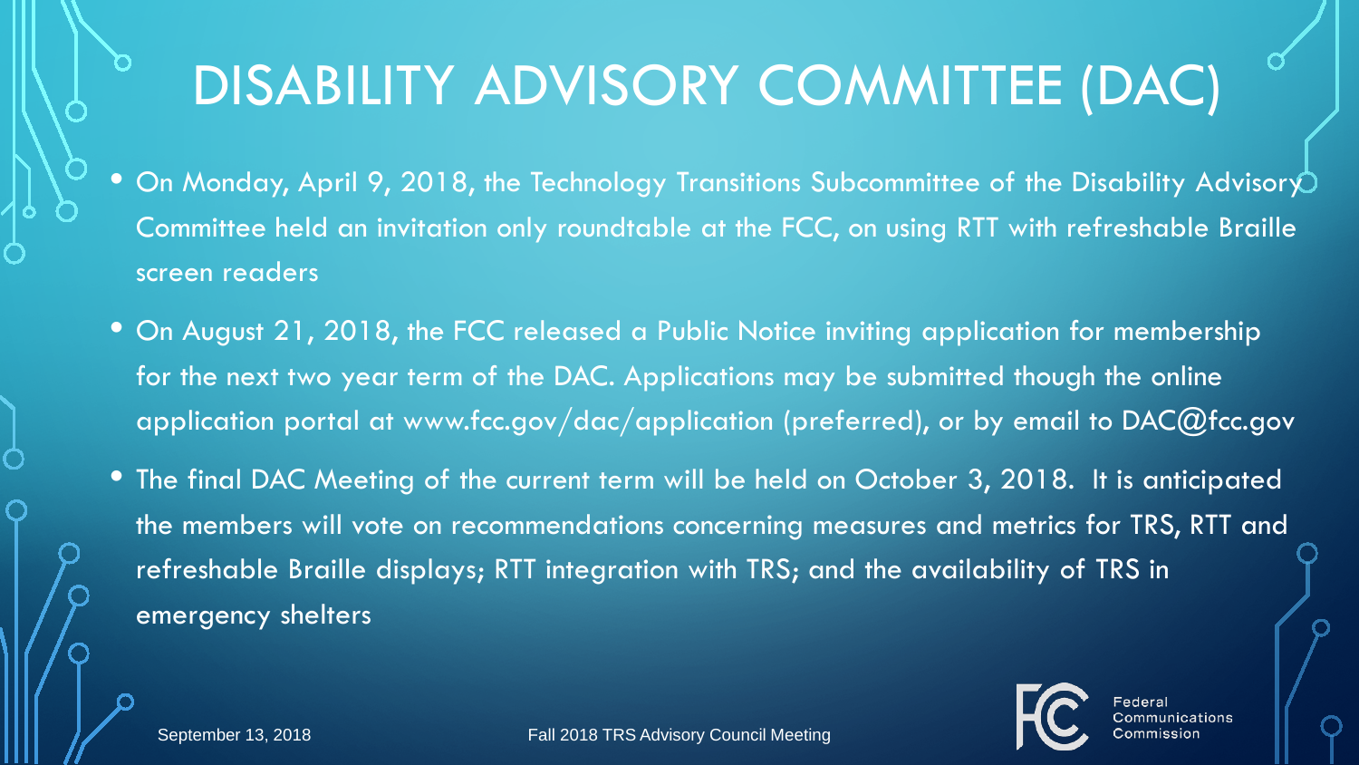# DISABILITY ADVISORY COMMITTEE (DAC)

- On Monday, April 9, 2018, the Technology Transitions Subcommittee of the Disability Advisory Committee held an invitation only roundtable at the FCC, on using RTT with refreshable Braille screen readers
- On August 21, 2018, the FCC released a Public Notice inviting application for membership for the next two year term of the DAC. Applications may be submitted though the online application portal at www.fcc.gov/dac/application (preferred), or by email to DAC@fcc.gov
- The final DAC Meeting of the current term will be held on October 3, 2018. It is anticipated the members will vote on recommendations concerning measures and metrics for TRS, RTT and refreshable Braille displays; RTT integration with TRS; and the availability of TRS in emergency shelters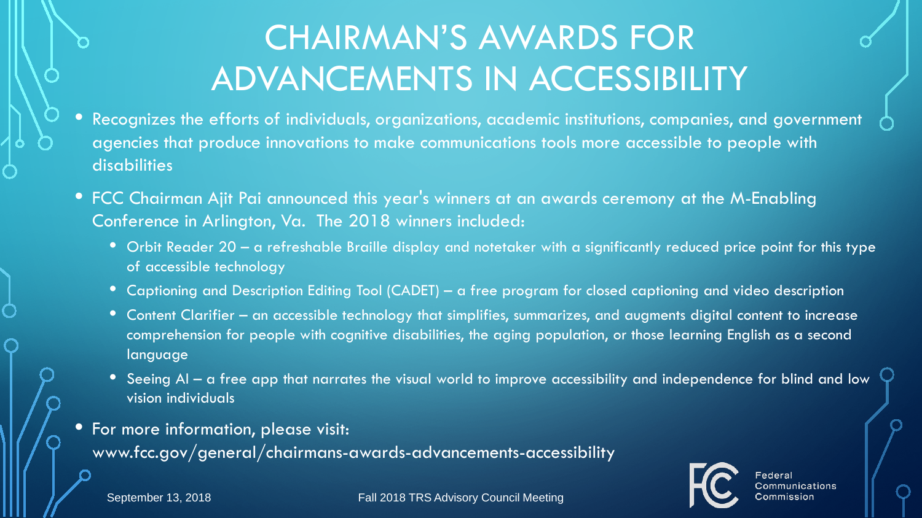# CHAIRMAN'S AWARDS FOR ADVANCEMENTS IN ACCESSIBILITY

- Recognizes the efforts of individuals, organizations, academic institutions, companies, and government agencies that produce innovations to make communications tools more accessible to people with disabilities
- FCC Chairman Ajit Pai announced this year's winners at an awards ceremony at the M-Enabling Conference in Arlington, Va. The 2018 winners included:
  - Orbit Reader 20 – a refreshable Braille display and notetaker with a significantly reduced price point for this type of accessible technology
  - Captioning and Description Editing Tool (CADET) – a free program for closed captioning and video description
  - Content Clarifier – an accessible technology that simplifies, summarizes, and augments digital content to increase comprehension for people with cognitive disabilities, the aging population, or those learning English as a second language
  - Seeing AI – a free app that narrates the visual world to improve accessibility and independence for blind and low vision individuals
- For more information, please visit: www.fcc.gov/general/chairmans-awards-advancements-accessibility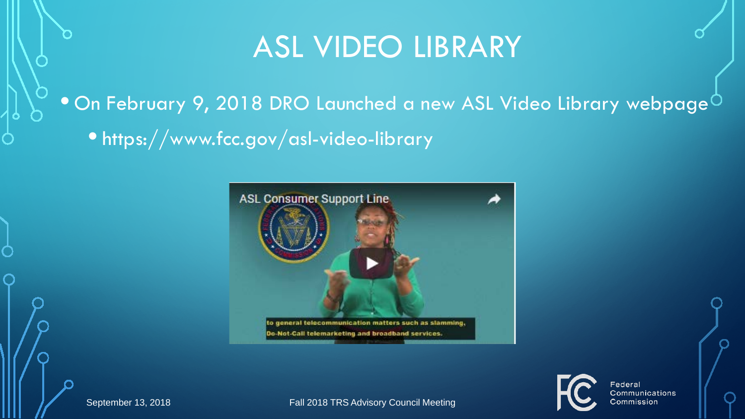# ASL VIDEO LIBRARY

- On February 9, 2018 DRO Launched a new ASL Video Library webpage
  - https://www.fcc.gov/asl-video-library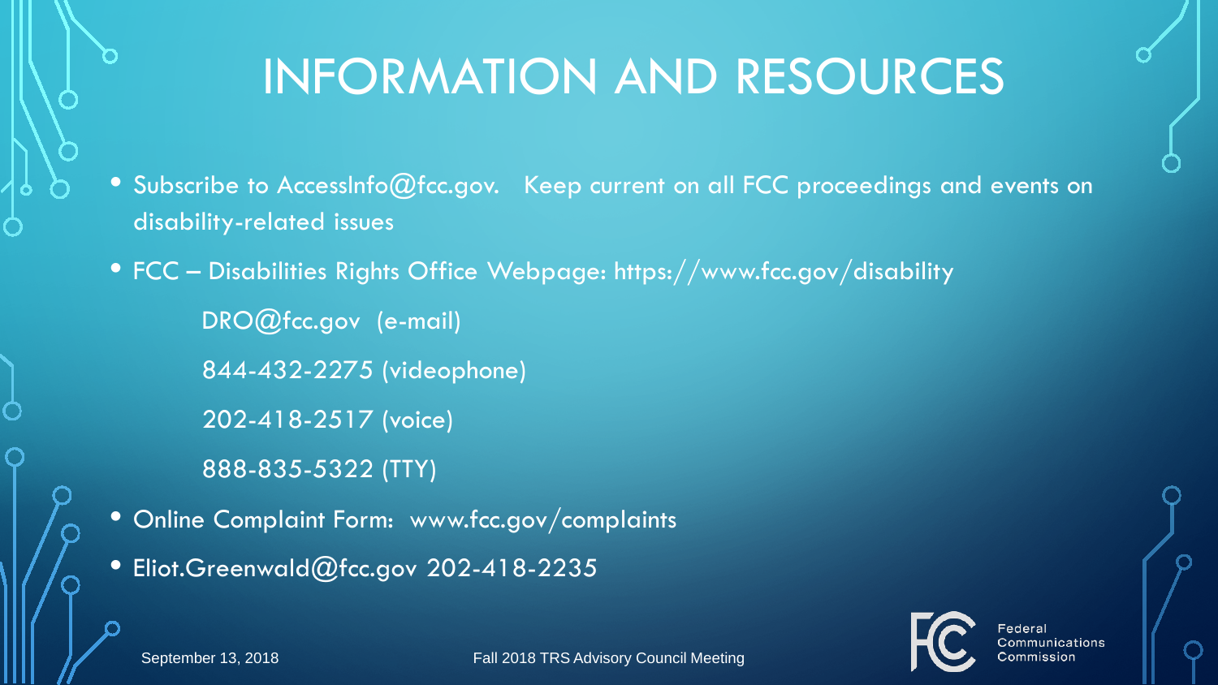# INFORMATION AND RESOURCES

- Subscribe to AccessInfo@fcc.gov. Keep current on all FCC proceedings and events on disability-related issues
- FCC – Disabilities Rights Office Webpage: https://www.fcc.gov/disability

  DRO@fcc.gov (e-mail)

  844-432-2275 (videophone)

  202-418-2517 (voice)

  888-835-5322 (TTY)

- Online Complaint Form: www.fcc.gov/complaints
- Eliot.Greenwald@fcc.gov 202-418-2235